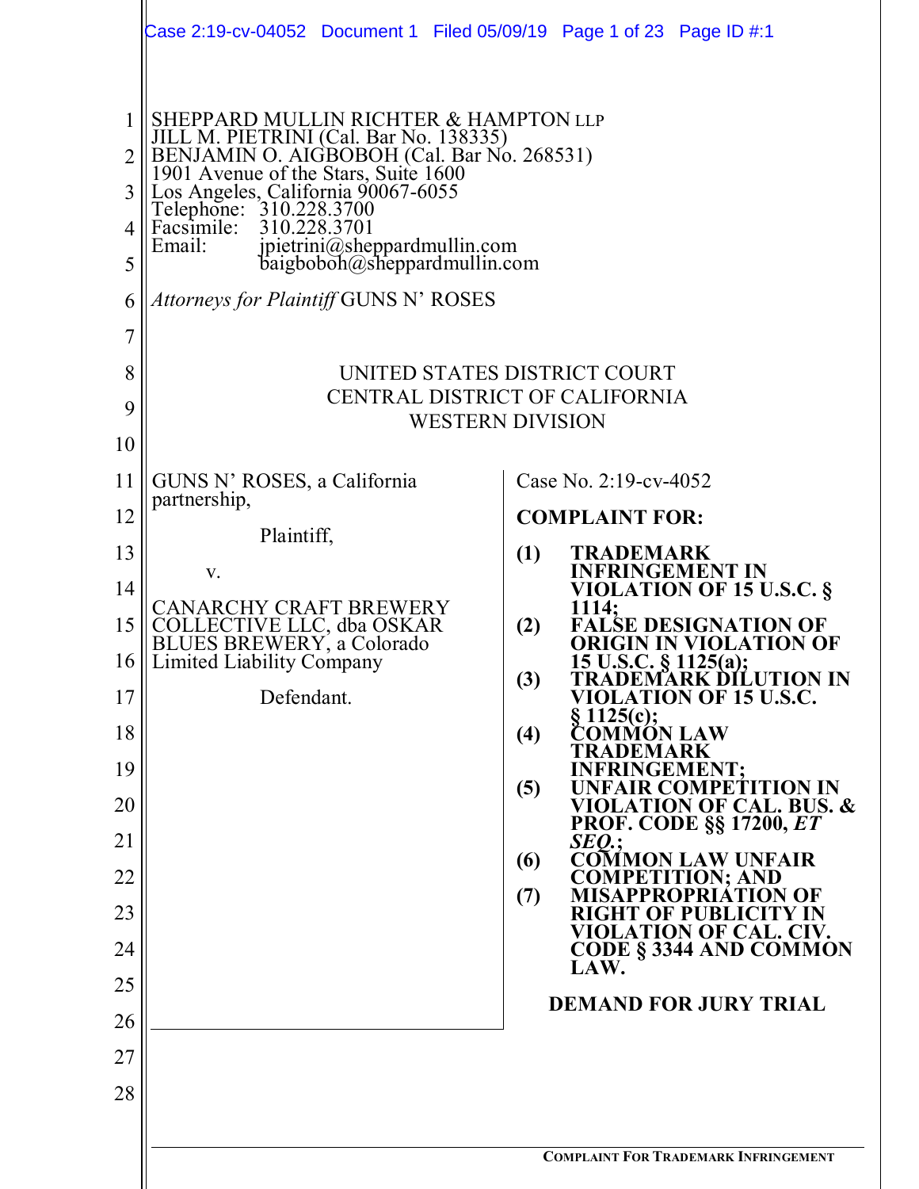SHEPPARD MULLIN RICHTER & HAMPTON LLP
JILL M. PIETRINI (Cal. Bar No. 138335)
BENJAMIN O. AIGBOBOH (Cal. Bar No. 268531)
1901 Avenue of the Stars, Suite 1600
Los Angeles, California 90067-6055
Telephone: 310.228.3700
Facsimile: 310.228.3701
Email: jpietrini@sheppardmullin.com
baigboboh@sheppardmullin.com

*Attorneys for Plaintiff* GUNS N' ROSES

UNITED STATES DISTRICT COURT
CENTRAL DISTRICT OF CALIFORNIA
WESTERN DIVISION

GUNS N' ROSES, a California partnership,

Plaintiff,

v.

CANARCHY CRAFT BREWERY COLLECTIVE LLC, dba OSKAR BLUES BREWERY, a Colorado Limited Liability Company

Defendant.

Case No. 2:19-cv-4052

**COMPLAINT FOR:**

**(1) TRADEMARK INFRINGEMENT IN VIOLATION OF 15 U.S.C. § 1114;**
**(2) FALSE DESIGNATION OF ORIGIN IN VIOLATION OF 15 U.S.C. § 1125(a);**
**(3) TRADEMARK DILUTION IN VIOLATION OF 15 U.S.C. § 1125(c);**
**(4) COMMON LAW TRADEMARK INFRINGEMENT;**
**(5) UNFAIR COMPETITION IN VIOLATION OF CAL. BUS. & PROF. CODE §§ 17200, *ET SEQ.*;**
**(6) COMMON LAW UNFAIR COMPETITION; AND**
**(7) MISAPPROPRIATION OF RIGHT OF PUBLICITY IN VIOLATION OF CAL. CIV. CODE § 3344 AND COMMON LAW.**

**DEMAND FOR JURY TRIAL**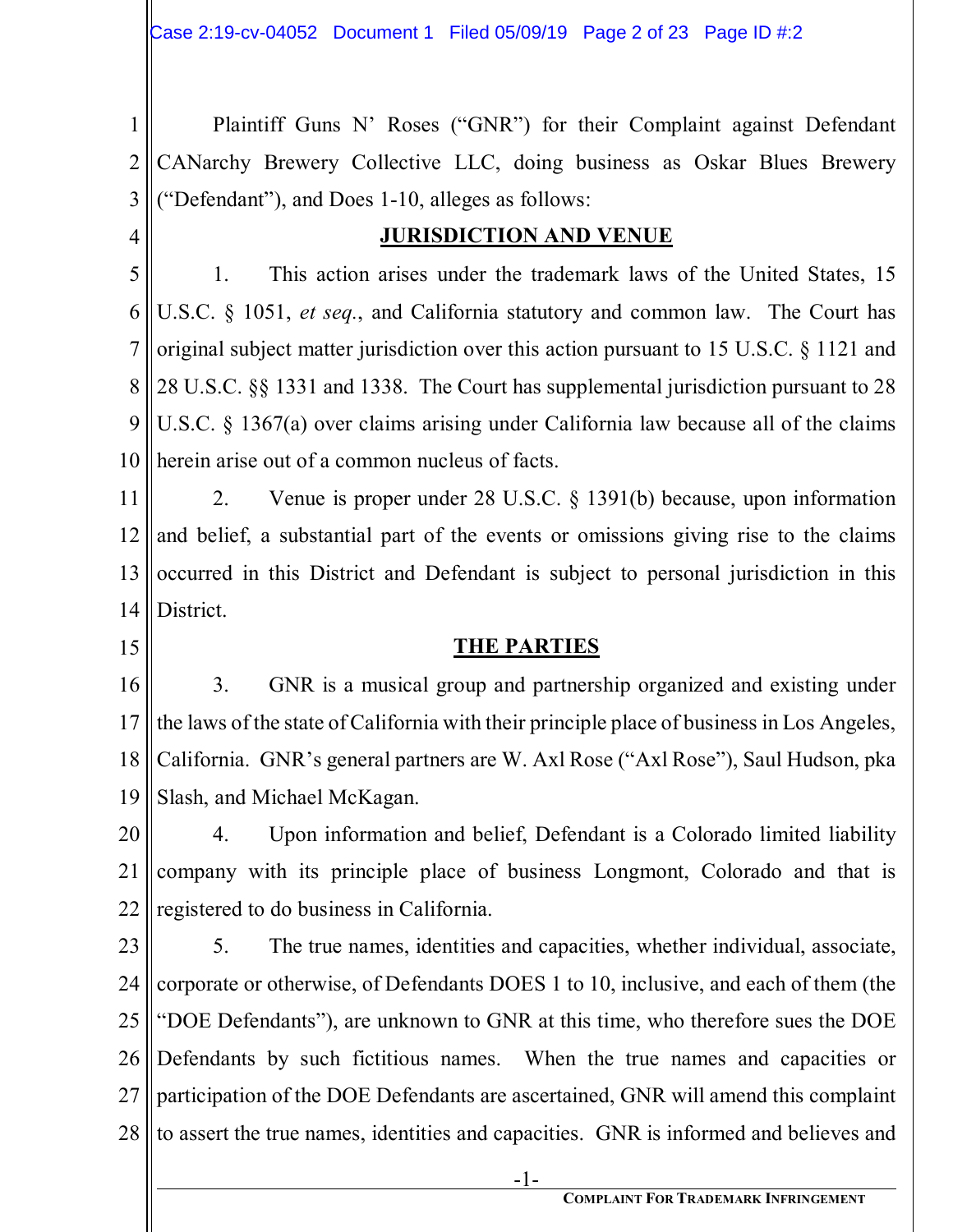Plaintiff Guns N' Roses ("GNR") for their Complaint against Defendant CANarchy Brewery Collective LLC, doing business as Oskar Blues Brewery ("Defendant"), and Does 1-10, alleges as follows:

## JURISDICTION AND VENUE

1. This action arises under the trademark laws of the United States, 15 U.S.C. § 1051, *et seq.*, and California statutory and common law. The Court has original subject matter jurisdiction over this action pursuant to 15 U.S.C. § 1121 and 28 U.S.C. §§ 1331 and 1338. The Court has supplemental jurisdiction pursuant to 28 U.S.C. § 1367(a) over claims arising under California law because all of the claims herein arise out of a common nucleus of facts.

2. Venue is proper under 28 U.S.C. § 1391(b) because, upon information and belief, a substantial part of the events or omissions giving rise to the claims occurred in this District and Defendant is subject to personal jurisdiction in this District.

## THE PARTIES

3. GNR is a musical group and partnership organized and existing under the laws of the state of California with their principle place of business in Los Angeles, California. GNR's general partners are W. Axl Rose ("Axl Rose"), Saul Hudson, pka Slash, and Michael McKagan.

4. Upon information and belief, Defendant is a Colorado limited liability company with its principle place of business Longmont, Colorado and that is registered to do business in California.

5. The true names, identities and capacities, whether individual, associate, corporate or otherwise, of Defendants DOES 1 to 10, inclusive, and each of them (the "DOE Defendants"), are unknown to GNR at this time, who therefore sues the DOE Defendants by such fictitious names. When the true names and capacities or participation of the DOE Defendants are ascertained, GNR will amend this complaint to assert the true names, identities and capacities. GNR is informed and believes and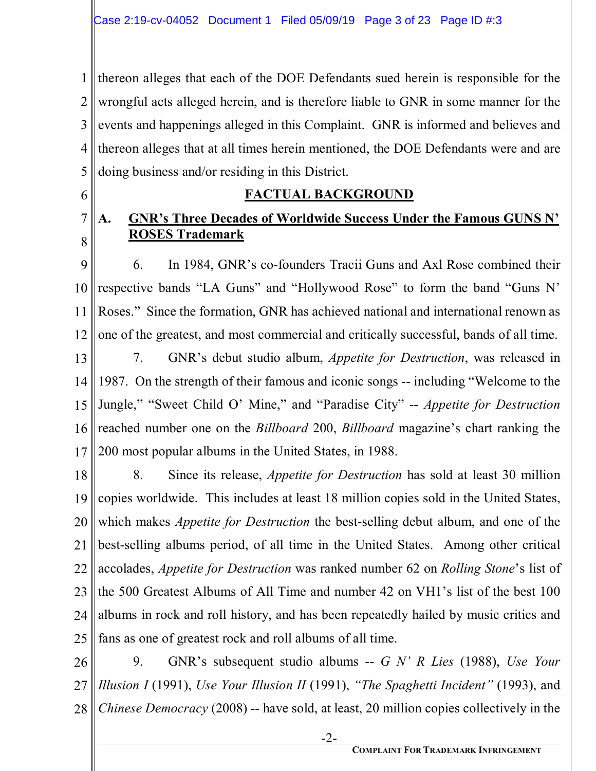thereon alleges that each of the DOE Defendants sued herein is responsible for the wrongful acts alleged herein, and is therefore liable to GNR in some manner for the events and happenings alleged in this Complaint. GNR is informed and believes and thereon alleges that at all times herein mentioned, the DOE Defendants were and are doing business and/or residing in this District.

## FACTUAL BACKGROUND

### A. GNR's Three Decades of Worldwide Success Under the Famous GUNS N' ROSES Trademark

6. In 1984, GNR's co-founders Tracii Guns and Axl Rose combined their respective bands "LA Guns" and "Hollywood Rose" to form the band "Guns N' Roses." Since the formation, GNR has achieved national and international renown as one of the greatest, and most commercial and critically successful, bands of all time.

7. GNR's debut studio album, *Appetite for Destruction*, was released in 1987. On the strength of their famous and iconic songs -- including "Welcome to the Jungle," "Sweet Child O' Mine," and "Paradise City" -- *Appetite for Destruction* reached number one on the *Billboard* 200, *Billboard* magazine's chart ranking the 200 most popular albums in the United States, in 1988.

8. Since its release, *Appetite for Destruction* has sold at least 30 million copies worldwide. This includes at least 18 million copies sold in the United States, which makes *Appetite for Destruction* the best-selling debut album, and one of the best-selling albums period, of all time in the United States. Among other critical accolades, *Appetite for Destruction* was ranked number 62 on *Rolling Stone*'s list of the 500 Greatest Albums of All Time and number 42 on VH1's list of the best 100 albums in rock and roll history, and has been repeatedly hailed by music critics and fans as one of greatest rock and roll albums of all time.

9. GNR's subsequent studio albums -- *G N' R Lies* (1988), *Use Your Illusion I* (1991), *Use Your Illusion II* (1991), *"The Spaghetti Incident"* (1993), and *Chinese Democracy* (2008) -- have sold, at least, 20 million copies collectively in the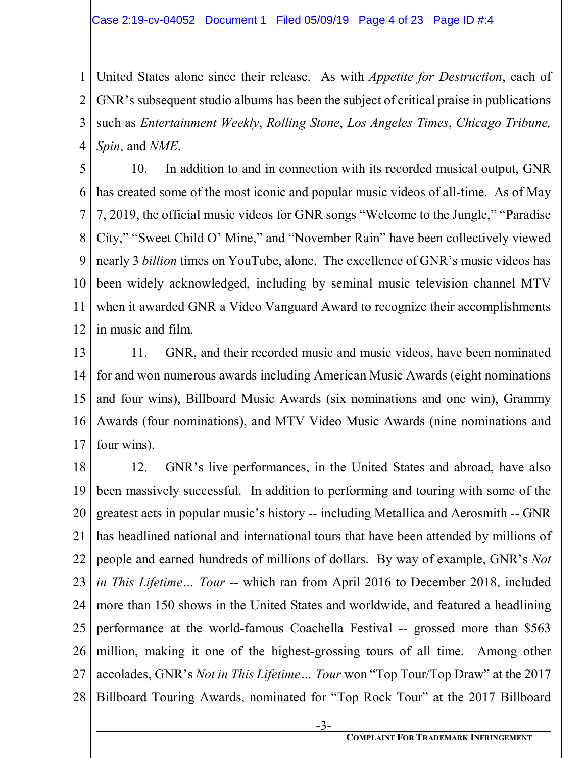United States alone since their release. As with *Appetite for Destruction*, each of GNR's subsequent studio albums has been the subject of critical praise in publications such as *Entertainment Weekly*, *Rolling Stone*, *Los Angeles Times*, *Chicago Tribune, Spin*, and *NME*.

10. In addition to and in connection with its recorded musical output, GNR has created some of the most iconic and popular music videos of all-time. As of May 7, 2019, the official music videos for GNR songs "Welcome to the Jungle," "Paradise City," "Sweet Child O' Mine," and "November Rain" have been collectively viewed nearly 3 *billion* times on YouTube, alone. The excellence of GNR's music videos has been widely acknowledged, including by seminal music television channel MTV when it awarded GNR a Video Vanguard Award to recognize their accomplishments in music and film.

11. GNR, and their recorded music and music videos, have been nominated for and won numerous awards including American Music Awards (eight nominations and four wins), Billboard Music Awards (six nominations and one win), Grammy Awards (four nominations), and MTV Video Music Awards (nine nominations and four wins).

12. GNR's live performances, in the United States and abroad, have also been massively successful. In addition to performing and touring with some of the greatest acts in popular music's history -- including Metallica and Aerosmith -- GNR has headlined national and international tours that have been attended by millions of people and earned hundreds of millions of dollars. By way of example, GNR's *Not in This Lifetime… Tour* -- which ran from April 2016 to December 2018, included more than 150 shows in the United States and worldwide, and featured a headlining performance at the world-famous Coachella Festival -- grossed more than $563 million, making it one of the highest-grossing tours of all time. Among other accolades, GNR's *Not in This Lifetime… Tour* won "Top Tour/Top Draw" at the 2017 Billboard Touring Awards, nominated for "Top Rock Tour" at the 2017 Billboard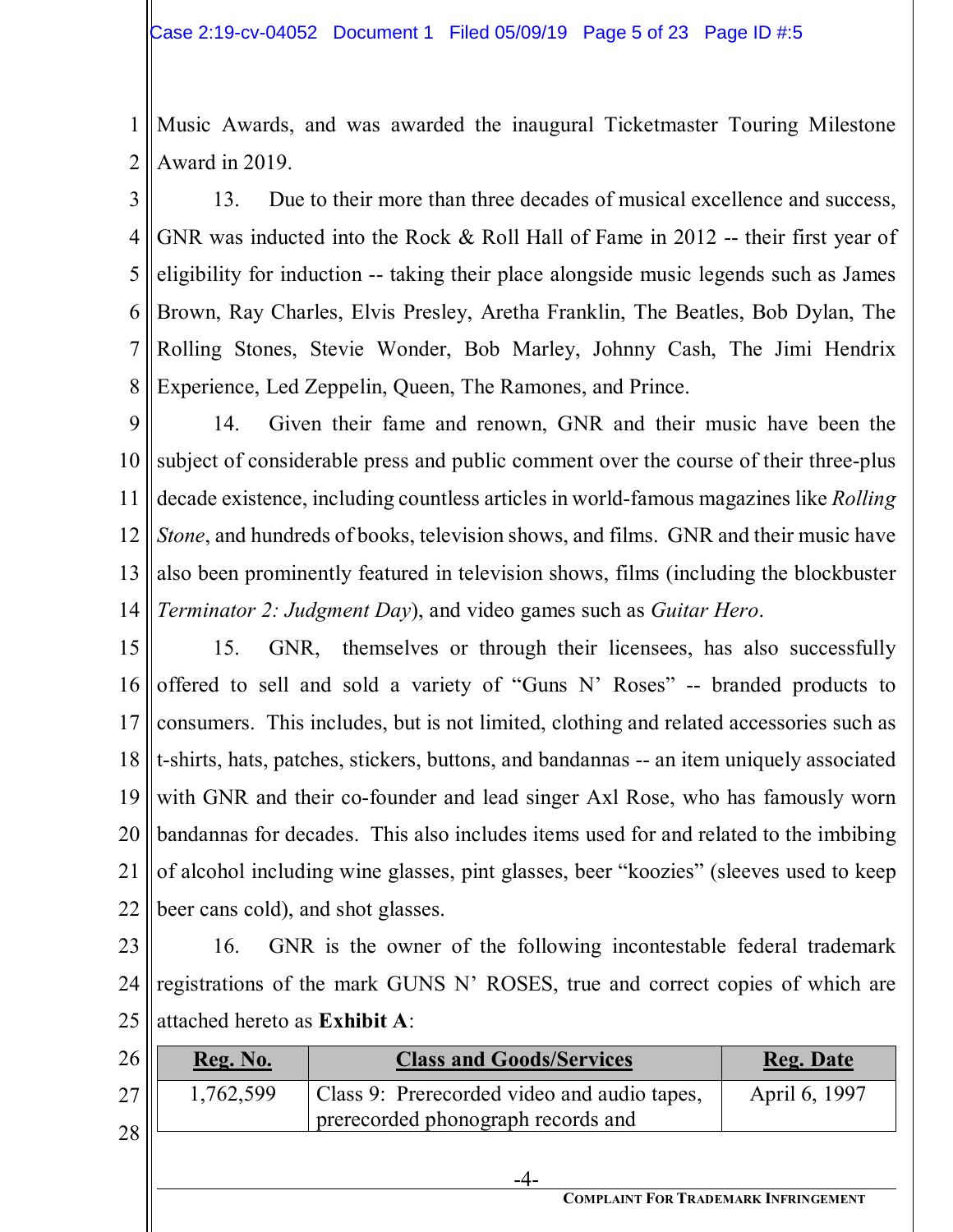Music Awards, and was awarded the inaugural Ticketmaster Touring Milestone Award in 2019.

13. Due to their more than three decades of musical excellence and success, GNR was inducted into the Rock & Roll Hall of Fame in 2012 -- their first year of eligibility for induction -- taking their place alongside music legends such as James Brown, Ray Charles, Elvis Presley, Aretha Franklin, The Beatles, Bob Dylan, The Rolling Stones, Stevie Wonder, Bob Marley, Johnny Cash, The Jimi Hendrix Experience, Led Zeppelin, Queen, The Ramones, and Prince.

14. Given their fame and renown, GNR and their music have been the subject of considerable press and public comment over the course of their three-plus decade existence, including countless articles in world-famous magazines like *Rolling Stone*, and hundreds of books, television shows, and films. GNR and their music have also been prominently featured in television shows, films (including the blockbuster *Terminator 2: Judgment Day*), and video games such as *Guitar Hero*.

15. GNR, themselves or through their licensees, has also successfully offered to sell and sold a variety of "Guns N' Roses" -- branded products to consumers. This includes, but is not limited, clothing and related accessories such as t-shirts, hats, patches, stickers, buttons, and bandannas -- an item uniquely associated with GNR and their co-founder and lead singer Axl Rose, who has famously worn bandannas for decades. This also includes items used for and related to the imbibing of alcohol including wine glasses, pint glasses, beer "koozies" (sleeves used to keep beer cans cold), and shot glasses.

16. GNR is the owner of the following incontestable federal trademark registrations of the mark GUNS N' ROSES, true and correct copies of which are attached hereto as **Exhibit A**:

| Reg. No. | Class and Goods/Services | Reg. Date |
|---|---|---|
| 1,762,599 | Class 9: Prerecorded video and audio tapes, prerecorded phonograph records and | April 6, 1997 |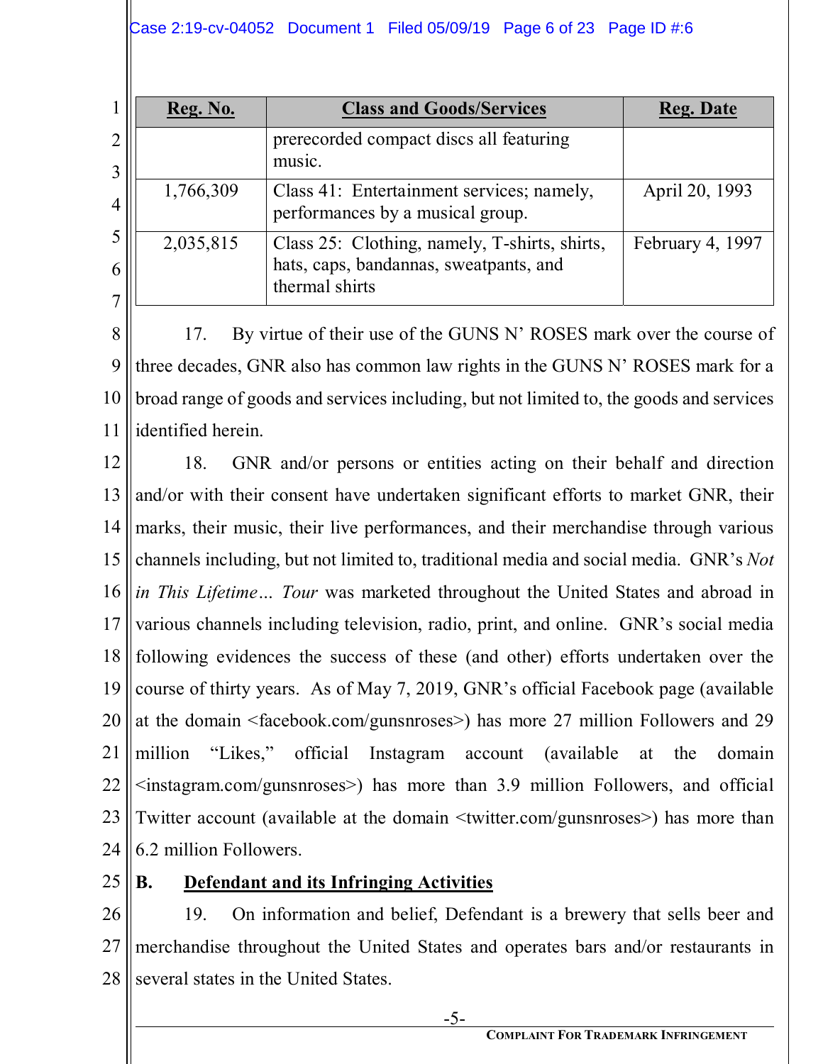| Reg. No. | Class and Goods/Services | Reg. Date |
| --- | --- | --- |
| | prerecorded compact discs all featuring music. | |
| 1,766,309 | Class 41: Entertainment services; namely, performances by a musical group. | April 20, 1993 |
| 2,035,815 | Class 25: Clothing, namely, T-shirts, shirts, hats, caps, bandannas, sweatpants, and thermal shirts | February 4, 1997 |

17. By virtue of their use of the GUNS N' ROSES mark over the course of three decades, GNR also has common law rights in the GUNS N' ROSES mark for a broad range of goods and services including, but not limited to, the goods and services identified herein.

18. GNR and/or persons or entities acting on their behalf and direction and/or with their consent have undertaken significant efforts to market GNR, their marks, their music, their live performances, and their merchandise through various channels including, but not limited to, traditional media and social media. GNR's *Not in This Lifetime… Tour* was marketed throughout the United States and abroad in various channels including television, radio, print, and online. GNR's social media following evidences the success of these (and other) efforts undertaken over the course of thirty years. As of May 7, 2019, GNR's official Facebook page (available at the domain <facebook.com/gunsnroses>) has more 27 million Followers and 29 million "Likes," official Instagram account (available at the domain <instagram.com/gunsnroses>) has more than 3.9 million Followers, and official Twitter account (available at the domain <twitter.com/gunsnroses>) has more than 6.2 million Followers.

## B. Defendant and its Infringing Activities

19. On information and belief, Defendant is a brewery that sells beer and merchandise throughout the United States and operates bars and/or restaurants in several states in the United States.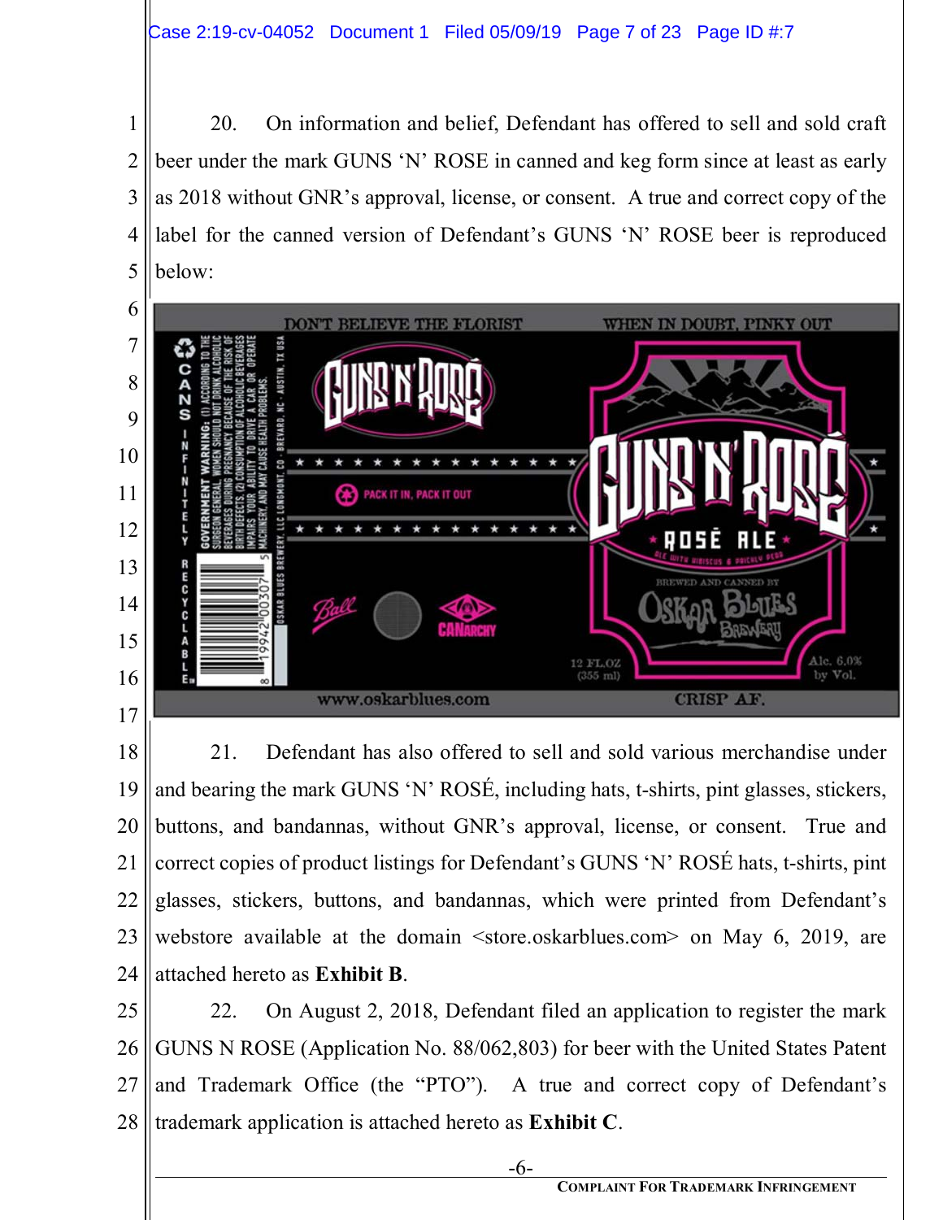20. On information and belief, Defendant has offered to sell and sold craft beer under the mark GUNS 'N' ROSE in canned and keg form since at least as early as 2018 without GNR's approval, license, or consent. A true and correct copy of the label for the canned version of Defendant's GUNS 'N' ROSE beer is reproduced below:

21. Defendant has also offered to sell and sold various merchandise under and bearing the mark GUNS 'N' ROSÉ, including hats, t-shirts, pint glasses, stickers, buttons, and bandannas, without GNR's approval, license, or consent. True and correct copies of product listings for Defendant's GUNS 'N' ROSÉ hats, t-shirts, pint glasses, stickers, buttons, and bandannas, which were printed from Defendant's webstore available at the domain <store.oskarblues.com> on May 6, 2019, are attached hereto as **Exhibit B**.

22. On August 2, 2018, Defendant filed an application to register the mark GUNS N ROSE (Application No. 88/062,803) for beer with the United States Patent and Trademark Office (the "PTO"). A true and correct copy of Defendant's trademark application is attached hereto as **Exhibit C**.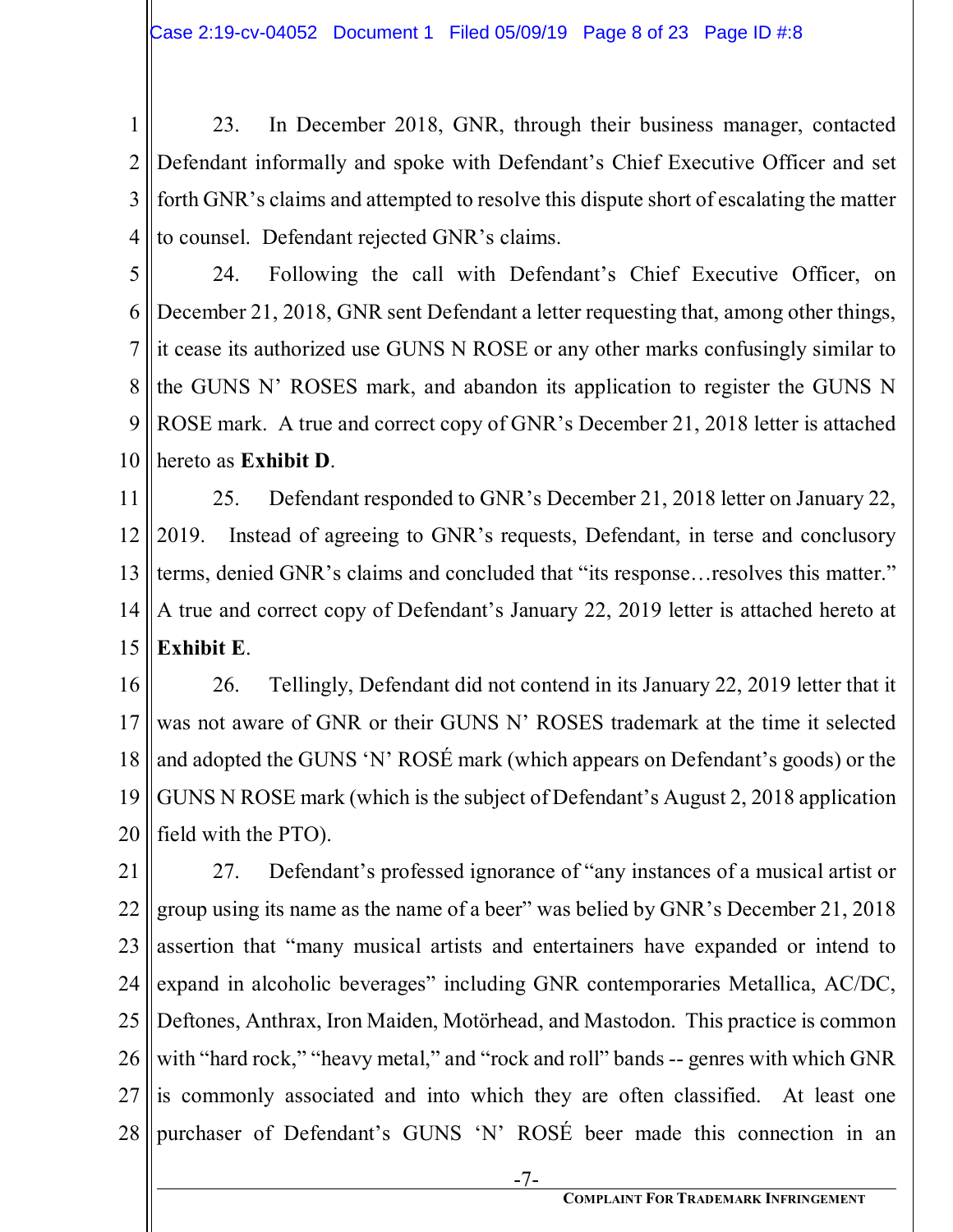23. In December 2018, GNR, through their business manager, contacted Defendant informally and spoke with Defendant's Chief Executive Officer and set forth GNR's claims and attempted to resolve this dispute short of escalating the matter to counsel. Defendant rejected GNR's claims.

24. Following the call with Defendant's Chief Executive Officer, on December 21, 2018, GNR sent Defendant a letter requesting that, among other things, it cease its authorized use GUNS N ROSE or any other marks confusingly similar to the GUNS N' ROSES mark, and abandon its application to register the GUNS N ROSE mark. A true and correct copy of GNR's December 21, 2018 letter is attached hereto as **Exhibit D**.

25. Defendant responded to GNR's December 21, 2018 letter on January 22, 2019. Instead of agreeing to GNR's requests, Defendant, in terse and conclusory terms, denied GNR's claims and concluded that "its response…resolves this matter." A true and correct copy of Defendant's January 22, 2019 letter is attached hereto at **Exhibit E**.

26. Tellingly, Defendant did not contend in its January 22, 2019 letter that it was not aware of GNR or their GUNS N' ROSES trademark at the time it selected and adopted the GUNS 'N' ROSÉ mark (which appears on Defendant's goods) or the GUNS N ROSE mark (which is the subject of Defendant's August 2, 2018 application field with the PTO).

27. Defendant's professed ignorance of "any instances of a musical artist or group using its name as the name of a beer" was belied by GNR's December 21, 2018 assertion that "many musical artists and entertainers have expanded or intend to expand in alcoholic beverages" including GNR contemporaries Metallica, AC/DC, Deftones, Anthrax, Iron Maiden, Motörhead, and Mastodon. This practice is common with "hard rock," "heavy metal," and "rock and roll" bands -- genres with which GNR is commonly associated and into which they are often classified. At least one purchaser of Defendant's GUNS 'N' ROSÉ beer made this connection in an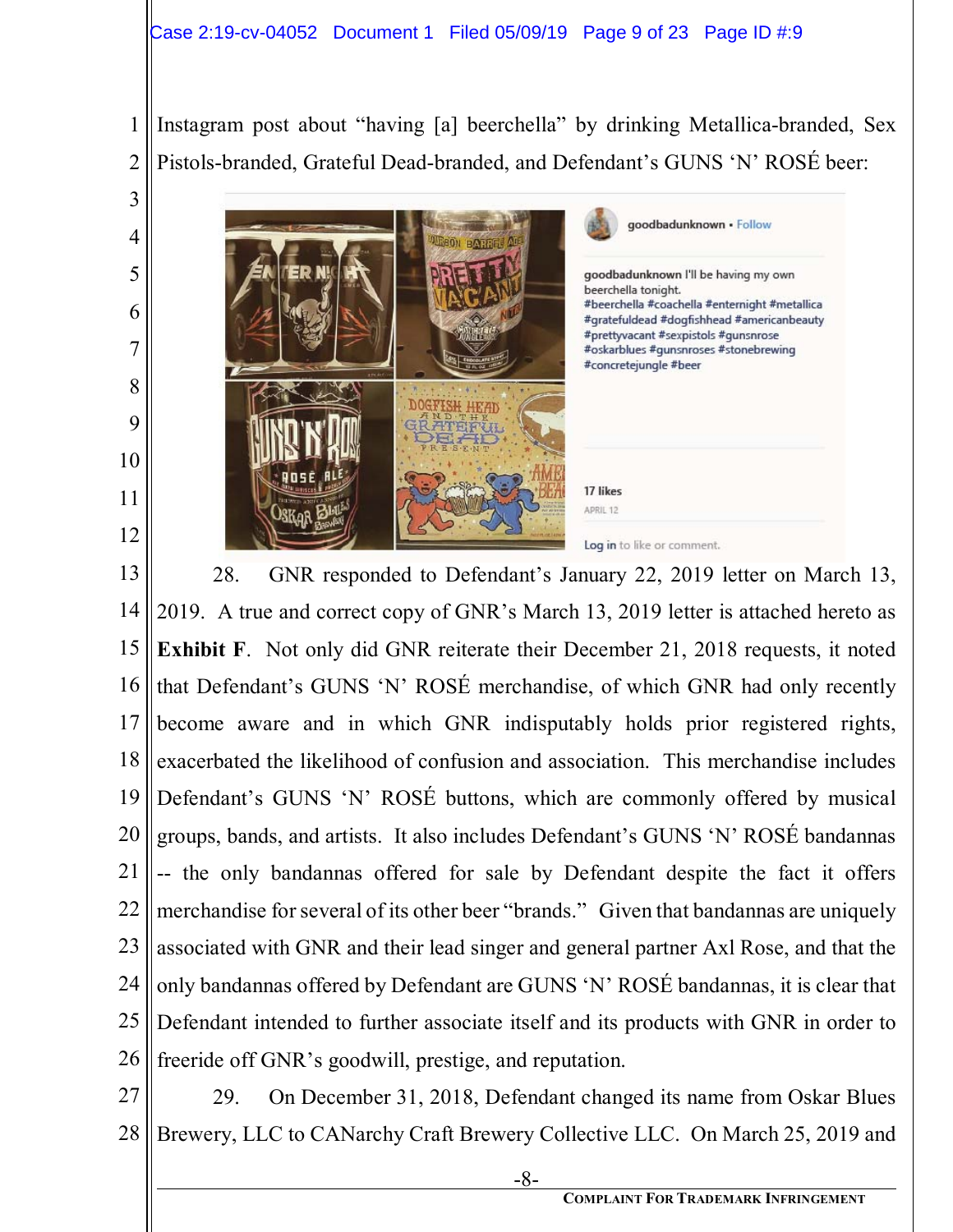Instagram post about "having [a] beerchella" by drinking Metallica-branded, Sex Pistols-branded, Grateful Dead-branded, and Defendant's GUNS 'N' ROSÉ beer:

goodbadunknown • Follow

goodbadunknown I'll be having my own beerchella tonight. #beerchella #coachella #enternight #metallica #gratefuldead #dogfishhead #americanbeauty #prettyvacant #sexpistols #gunsnrose #oskarblues #gunsnroses #stonebrewing #concretejungle #beer

17 likes

APRIL 12

Log in to like or comment.

28. GNR responded to Defendant's January 22, 2019 letter on March 13, 2019. A true and correct copy of GNR's March 13, 2019 letter is attached hereto as **Exhibit F**. Not only did GNR reiterate their December 21, 2018 requests, it noted that Defendant's GUNS 'N' ROSÉ merchandise, of which GNR had only recently become aware and in which GNR indisputably holds prior registered rights, exacerbated the likelihood of confusion and association. This merchandise includes Defendant's GUNS 'N' ROSÉ buttons, which are commonly offered by musical groups, bands, and artists. It also includes Defendant's GUNS 'N' ROSÉ bandannas -- the only bandannas offered for sale by Defendant despite the fact it offers merchandise for several of its other beer "brands." Given that bandannas are uniquely associated with GNR and their lead singer and general partner Axl Rose, and that the only bandannas offered by Defendant are GUNS 'N' ROSÉ bandannas, it is clear that Defendant intended to further associate itself and its products with GNR in order to freeride off GNR's goodwill, prestige, and reputation.

29. On December 31, 2018, Defendant changed its name from Oskar Blues Brewery, LLC to CANarchy Craft Brewery Collective LLC. On March 25, 2019 and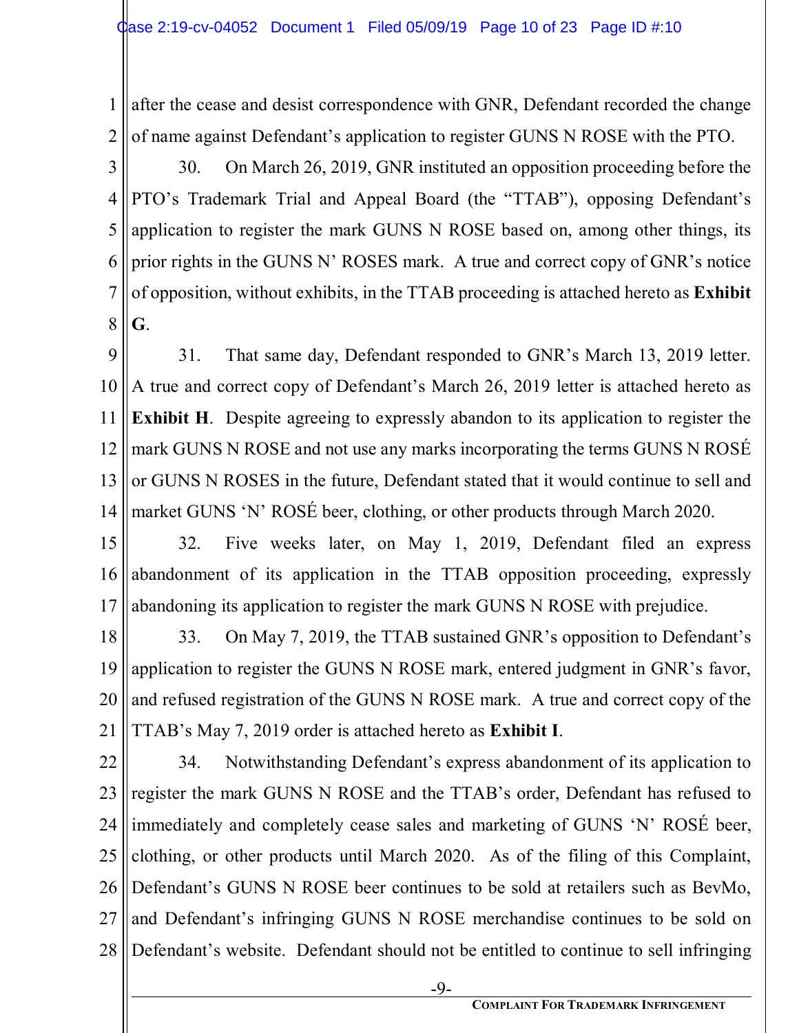after the cease and desist correspondence with GNR, Defendant recorded the change of name against Defendant's application to register GUNS N ROSE with the PTO.

30. On March 26, 2019, GNR instituted an opposition proceeding before the PTO's Trademark Trial and Appeal Board (the "TTAB"), opposing Defendant's application to register the mark GUNS N ROSE based on, among other things, its prior rights in the GUNS N' ROSES mark. A true and correct copy of GNR's notice of opposition, without exhibits, in the TTAB proceeding is attached hereto as **Exhibit G**.

31. That same day, Defendant responded to GNR's March 13, 2019 letter. A true and correct copy of Defendant's March 26, 2019 letter is attached hereto as **Exhibit H**. Despite agreeing to expressly abandon to its application to register the mark GUNS N ROSE and not use any marks incorporating the terms GUNS N ROSÉ or GUNS N ROSES in the future, Defendant stated that it would continue to sell and market GUNS 'N' ROSÉ beer, clothing, or other products through March 2020.

32. Five weeks later, on May 1, 2019, Defendant filed an express abandonment of its application in the TTAB opposition proceeding, expressly abandoning its application to register the mark GUNS N ROSE with prejudice.

33. On May 7, 2019, the TTAB sustained GNR's opposition to Defendant's application to register the GUNS N ROSE mark, entered judgment in GNR's favor, and refused registration of the GUNS N ROSE mark. A true and correct copy of the TTAB's May 7, 2019 order is attached hereto as **Exhibit I**.

34. Notwithstanding Defendant's express abandonment of its application to register the mark GUNS N ROSE and the TTAB's order, Defendant has refused to immediately and completely cease sales and marketing of GUNS 'N' ROSÉ beer, clothing, or other products until March 2020. As of the filing of this Complaint, Defendant's GUNS N ROSE beer continues to be sold at retailers such as BevMo, and Defendant's infringing GUNS N ROSE merchandise continues to be sold on Defendant's website. Defendant should not be entitled to continue to sell infringing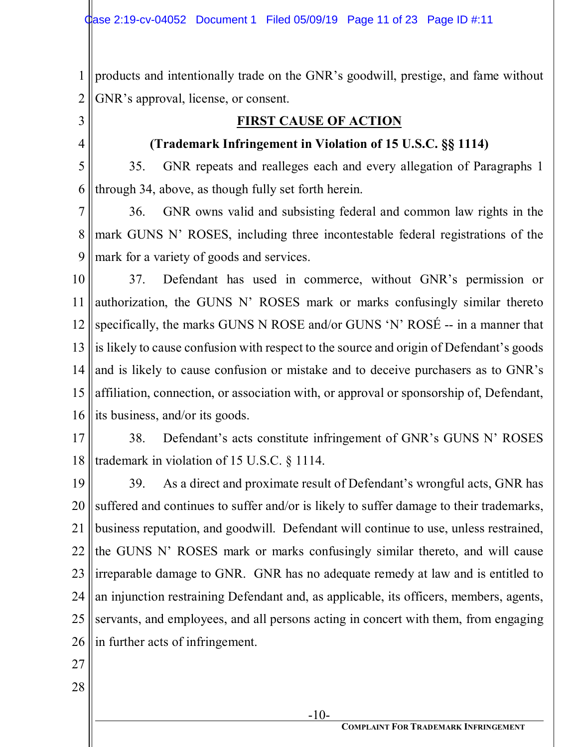products and intentionally trade on the GNR's goodwill, prestige, and fame without GNR's approval, license, or consent.

**FIRST CAUSE OF ACTION**

**(Trademark Infringement in Violation of 15 U.S.C. §§ 1114)**

35. GNR repeats and realleges each and every allegation of Paragraphs 1 through 34, above, as though fully set forth herein.

36. GNR owns valid and subsisting federal and common law rights in the mark GUNS N' ROSES, including three incontestable federal registrations of the mark for a variety of goods and services.

37. Defendant has used in commerce, without GNR's permission or authorization, the GUNS N' ROSES mark or marks confusingly similar thereto specifically, the marks GUNS N ROSE and/or GUNS 'N' ROSÉ -- in a manner that is likely to cause confusion with respect to the source and origin of Defendant's goods and is likely to cause confusion or mistake and to deceive purchasers as to GNR's affiliation, connection, or association with, or approval or sponsorship of, Defendant, its business, and/or its goods.

38. Defendant's acts constitute infringement of GNR's GUNS N' ROSES trademark in violation of 15 U.S.C. § 1114.

39. As a direct and proximate result of Defendant's wrongful acts, GNR has suffered and continues to suffer and/or is likely to suffer damage to their trademarks, business reputation, and goodwill. Defendant will continue to use, unless restrained, the GUNS N' ROSES mark or marks confusingly similar thereto, and will cause irreparable damage to GNR. GNR has no adequate remedy at law and is entitled to an injunction restraining Defendant and, as applicable, its officers, members, agents, servants, and employees, and all persons acting in concert with them, from engaging in further acts of infringement.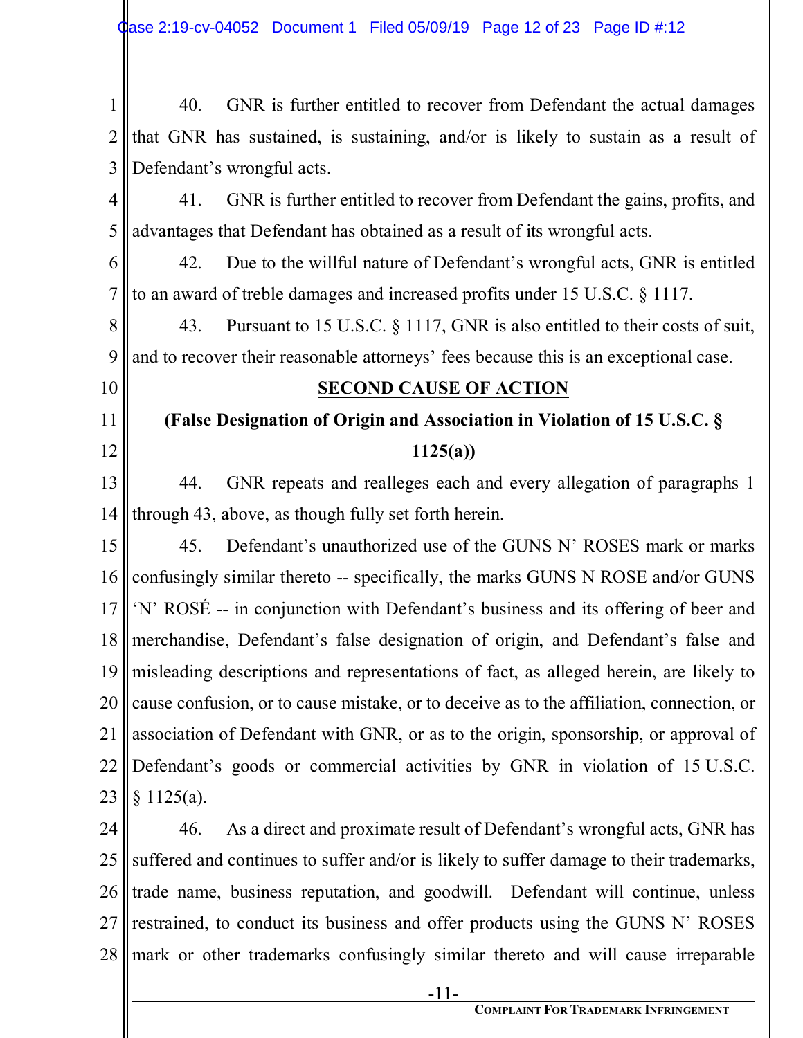40. GNR is further entitled to recover from Defendant the actual damages that GNR has sustained, is sustaining, and/or is likely to sustain as a result of Defendant's wrongful acts.

41. GNR is further entitled to recover from Defendant the gains, profits, and advantages that Defendant has obtained as a result of its wrongful acts.

42. Due to the willful nature of Defendant's wrongful acts, GNR is entitled to an award of treble damages and increased profits under 15 U.S.C. § 1117.

43. Pursuant to 15 U.S.C. § 1117, GNR is also entitled to their costs of suit, and to recover their reasonable attorneys' fees because this is an exceptional case.

## SECOND CAUSE OF ACTION

### (False Designation of Origin and Association in Violation of 15 U.S.C. § 1125(a))

44. GNR repeats and realleges each and every allegation of paragraphs 1 through 43, above, as though fully set forth herein.

45. Defendant's unauthorized use of the GUNS N' ROSES mark or marks confusingly similar thereto -- specifically, the marks GUNS N ROSE and/or GUNS 'N' ROSÉ -- in conjunction with Defendant's business and its offering of beer and merchandise, Defendant's false designation of origin, and Defendant's false and misleading descriptions and representations of fact, as alleged herein, are likely to cause confusion, or to cause mistake, or to deceive as to the affiliation, connection, or association of Defendant with GNR, or as to the origin, sponsorship, or approval of Defendant's goods or commercial activities by GNR in violation of 15 U.S.C. § 1125(a).

46. As a direct and proximate result of Defendant's wrongful acts, GNR has suffered and continues to suffer and/or is likely to suffer damage to their trademarks, trade name, business reputation, and goodwill. Defendant will continue, unless restrained, to conduct its business and offer products using the GUNS N' ROSES mark or other trademarks confusingly similar thereto and will cause irreparable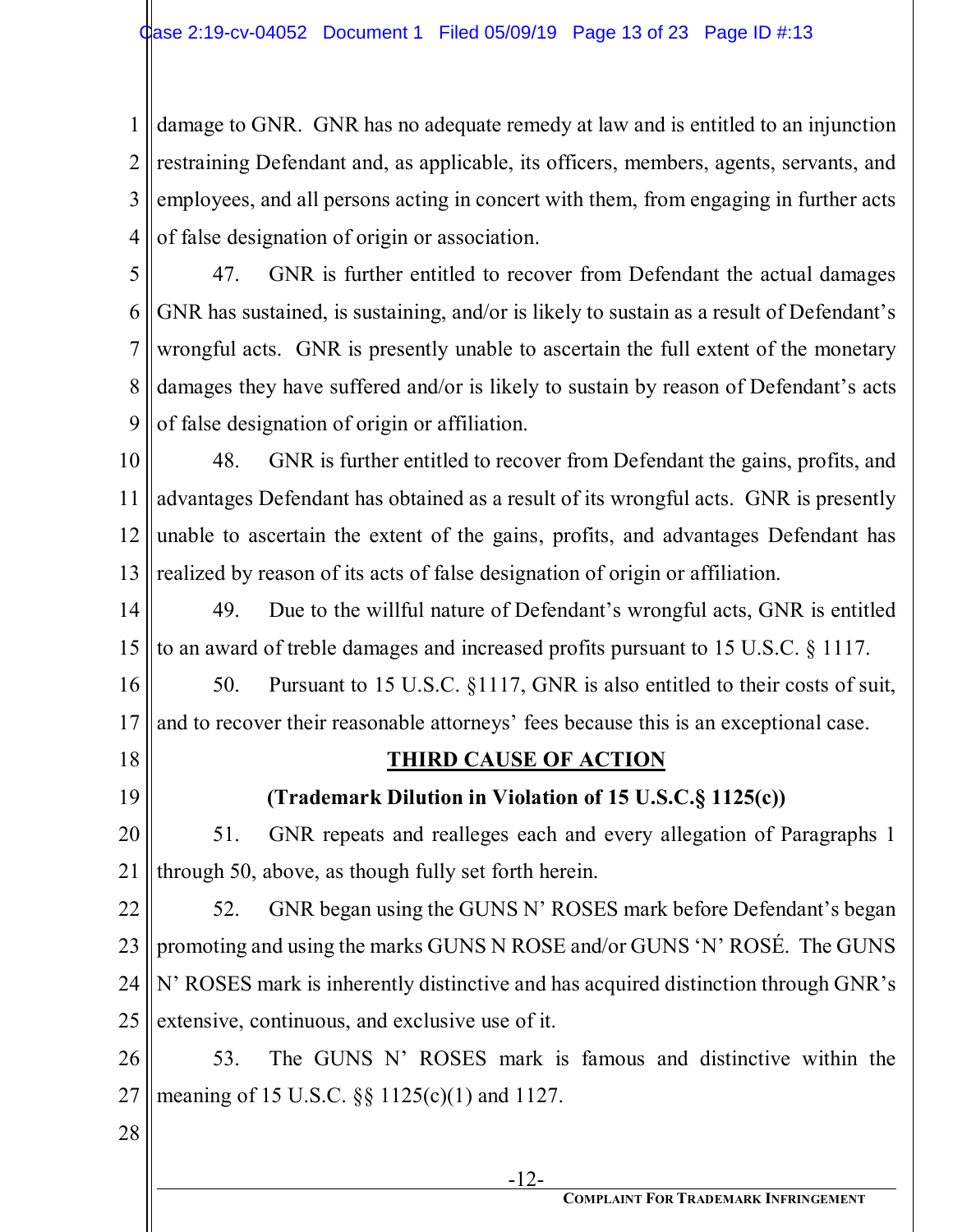damage to GNR. GNR has no adequate remedy at law and is entitled to an injunction restraining Defendant and, as applicable, its officers, members, agents, servants, and employees, and all persons acting in concert with them, from engaging in further acts of false designation of origin or association.

47. GNR is further entitled to recover from Defendant the actual damages GNR has sustained, is sustaining, and/or is likely to sustain as a result of Defendant's wrongful acts. GNR is presently unable to ascertain the full extent of the monetary damages they have suffered and/or is likely to sustain by reason of Defendant's acts of false designation of origin or affiliation.

48. GNR is further entitled to recover from Defendant the gains, profits, and advantages Defendant has obtained as a result of its wrongful acts. GNR is presently unable to ascertain the extent of the gains, profits, and advantages Defendant has realized by reason of its acts of false designation of origin or affiliation.

49. Due to the willful nature of Defendant's wrongful acts, GNR is entitled to an award of treble damages and increased profits pursuant to 15 U.S.C. § 1117.

50. Pursuant to 15 U.S.C. §1117, GNR is also entitled to their costs of suit, and to recover their reasonable attorneys' fees because this is an exceptional case.

## THIRD CAUSE OF ACTION

**(Trademark Dilution in Violation of 15 U.S.C.§ 1125(c))**

51. GNR repeats and realleges each and every allegation of Paragraphs 1 through 50, above, as though fully set forth herein.

52. GNR began using the GUNS N' ROSES mark before Defendant's began promoting and using the marks GUNS N ROSE and/or GUNS 'N' ROSÉ. The GUNS N' ROSES mark is inherently distinctive and has acquired distinction through GNR's extensive, continuous, and exclusive use of it.

53. The GUNS N' ROSES mark is famous and distinctive within the meaning of 15 U.S.C. §§ 1125(c)(1) and 1127.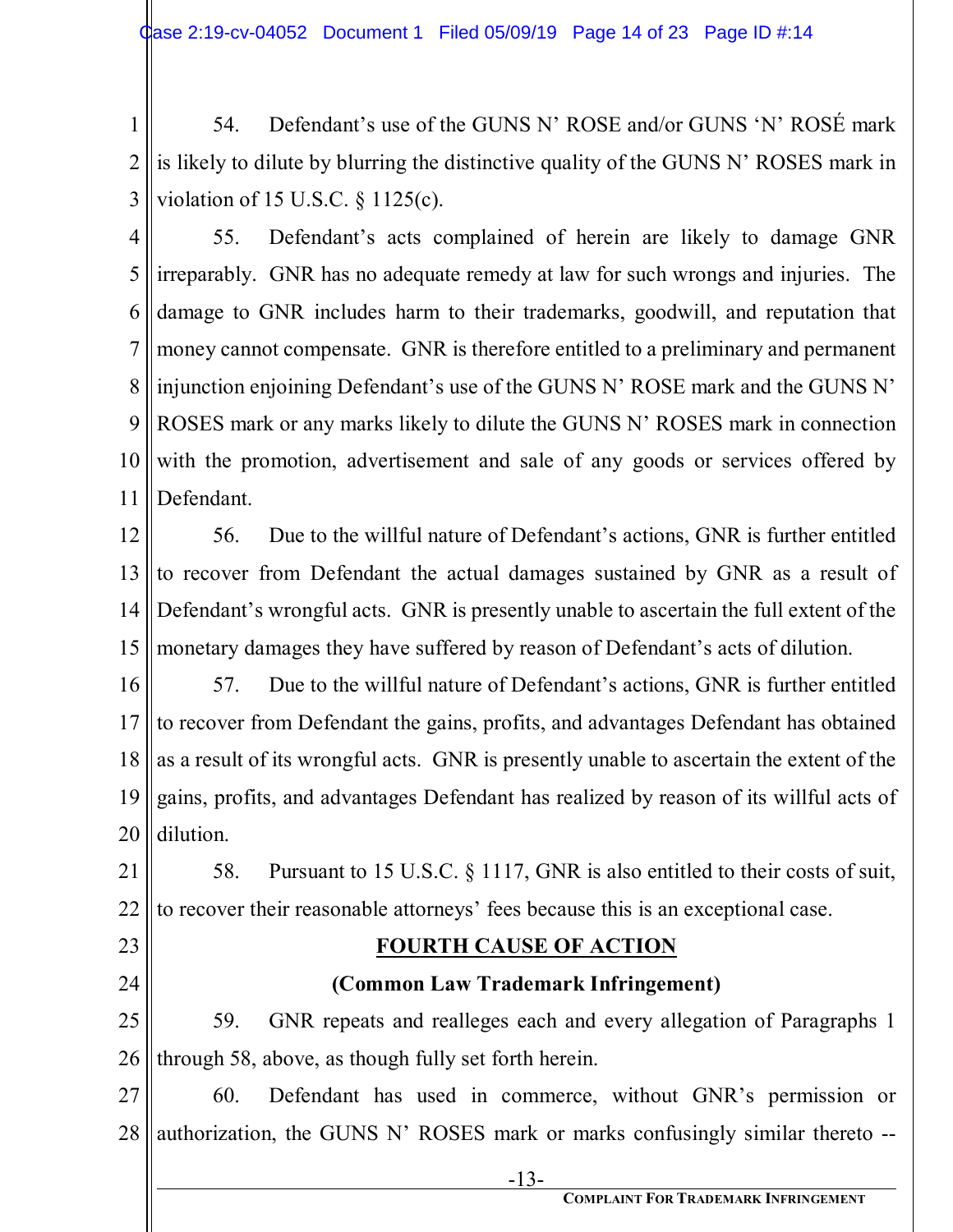54. Defendant's use of the GUNS N' ROSE and/or GUNS 'N' ROSÉ mark is likely to dilute by blurring the distinctive quality of the GUNS N' ROSES mark in violation of 15 U.S.C. § 1125(c).

55. Defendant's acts complained of herein are likely to damage GNR irreparably. GNR has no adequate remedy at law for such wrongs and injuries. The damage to GNR includes harm to their trademarks, goodwill, and reputation that money cannot compensate. GNR is therefore entitled to a preliminary and permanent injunction enjoining Defendant's use of the GUNS N' ROSE mark and the GUNS N' ROSES mark or any marks likely to dilute the GUNS N' ROSES mark in connection with the promotion, advertisement and sale of any goods or services offered by Defendant.

56. Due to the willful nature of Defendant's actions, GNR is further entitled to recover from Defendant the actual damages sustained by GNR as a result of Defendant's wrongful acts. GNR is presently unable to ascertain the full extent of the monetary damages they have suffered by reason of Defendant's acts of dilution.

57. Due to the willful nature of Defendant's actions, GNR is further entitled to recover from Defendant the gains, profits, and advantages Defendant has obtained as a result of its wrongful acts. GNR is presently unable to ascertain the extent of the gains, profits, and advantages Defendant has realized by reason of its willful acts of dilution.

58. Pursuant to 15 U.S.C. § 1117, GNR is also entitled to their costs of suit, to recover their reasonable attorneys' fees because this is an exceptional case.

## FOURTH CAUSE OF ACTION

### (Common Law Trademark Infringement)

59. GNR repeats and realleges each and every allegation of Paragraphs 1 through 58, above, as though fully set forth herein.

60. Defendant has used in commerce, without GNR's permission or authorization, the GUNS N' ROSES mark or marks confusingly similar thereto --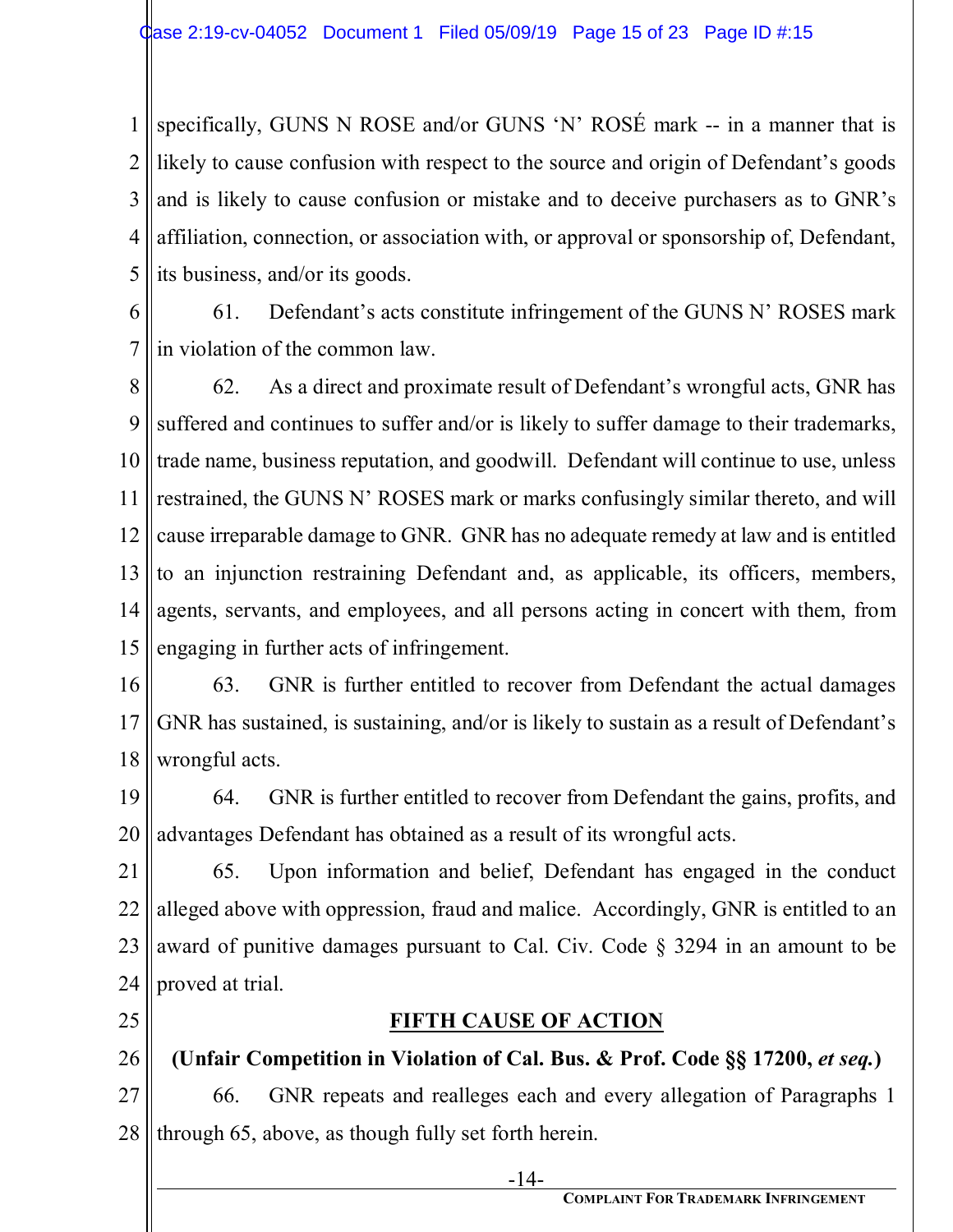specifically, GUNS N ROSE and/or GUNS 'N' ROSÉ mark -- in a manner that is likely to cause confusion with respect to the source and origin of Defendant's goods and is likely to cause confusion or mistake and to deceive purchasers as to GNR's affiliation, connection, or association with, or approval or sponsorship of, Defendant, its business, and/or its goods.

61. Defendant's acts constitute infringement of the GUNS N' ROSES mark in violation of the common law.

62. As a direct and proximate result of Defendant's wrongful acts, GNR has suffered and continues to suffer and/or is likely to suffer damage to their trademarks, trade name, business reputation, and goodwill. Defendant will continue to use, unless restrained, the GUNS N' ROSES mark or marks confusingly similar thereto, and will cause irreparable damage to GNR. GNR has no adequate remedy at law and is entitled to an injunction restraining Defendant and, as applicable, its officers, members, agents, servants, and employees, and all persons acting in concert with them, from engaging in further acts of infringement.

63. GNR is further entitled to recover from Defendant the actual damages GNR has sustained, is sustaining, and/or is likely to sustain as a result of Defendant's wrongful acts.

64. GNR is further entitled to recover from Defendant the gains, profits, and advantages Defendant has obtained as a result of its wrongful acts.

65. Upon information and belief, Defendant has engaged in the conduct alleged above with oppression, fraud and malice. Accordingly, GNR is entitled to an award of punitive damages pursuant to Cal. Civ. Code § 3294 in an amount to be proved at trial.

## FIFTH CAUSE OF ACTION

**(Unfair Competition in Violation of Cal. Bus. & Prof. Code §§ 17200, *et seq.*)**

66. GNR repeats and realleges each and every allegation of Paragraphs 1 through 65, above, as though fully set forth herein.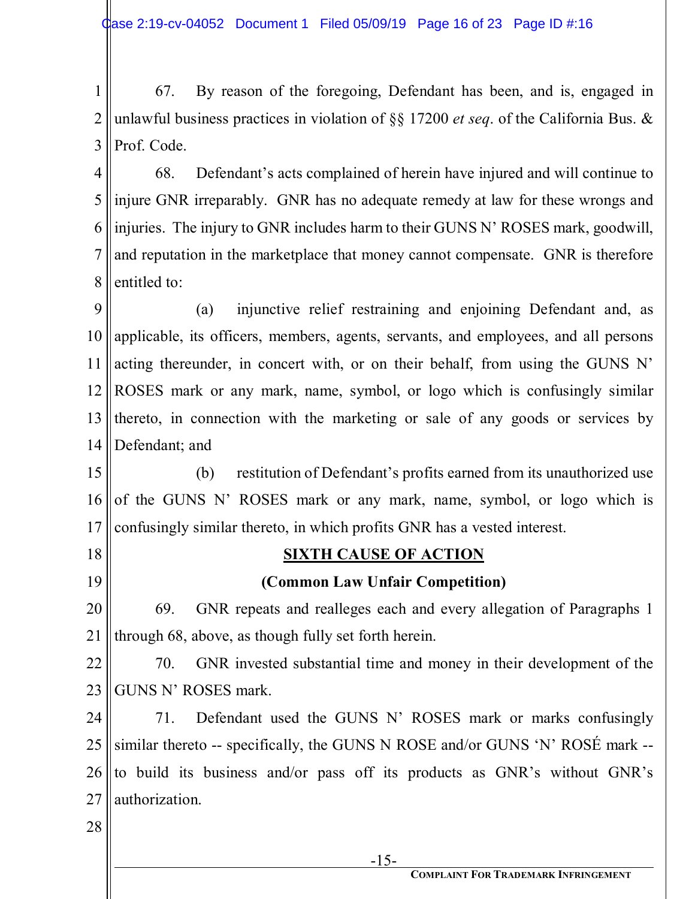67. By reason of the foregoing, Defendant has been, and is, engaged in unlawful business practices in violation of §§ 17200 *et seq*. of the California Bus. & Prof. Code.

68. Defendant's acts complained of herein have injured and will continue to injure GNR irreparably. GNR has no adequate remedy at law for these wrongs and injuries. The injury to GNR includes harm to their GUNS N' ROSES mark, goodwill, and reputation in the marketplace that money cannot compensate. GNR is therefore entitled to:

(a) injunctive relief restraining and enjoining Defendant and, as applicable, its officers, members, agents, servants, and employees, and all persons acting thereunder, in concert with, or on their behalf, from using the GUNS N' ROSES mark or any mark, name, symbol, or logo which is confusingly similar thereto, in connection with the marketing or sale of any goods or services by Defendant; and

(b) restitution of Defendant's profits earned from its unauthorized use of the GUNS N' ROSES mark or any mark, name, symbol, or logo which is confusingly similar thereto, in which profits GNR has a vested interest.

## SIXTH CAUSE OF ACTION

**(Common Law Unfair Competition)**

69. GNR repeats and realleges each and every allegation of Paragraphs 1 through 68, above, as though fully set forth herein.

70. GNR invested substantial time and money in their development of the GUNS N' ROSES mark.

71. Defendant used the GUNS N' ROSES mark or marks confusingly similar thereto -- specifically, the GUNS N ROSE and/or GUNS 'N' ROSÉ mark -- to build its business and/or pass off its products as GNR's without GNR's authorization.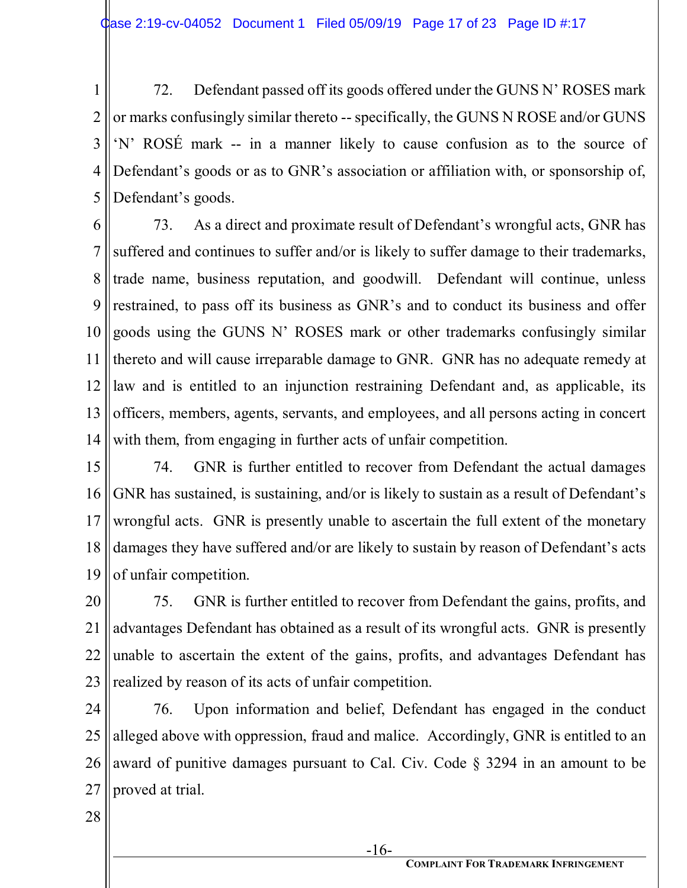72. Defendant passed off its goods offered under the GUNS N' ROSES mark or marks confusingly similar thereto -- specifically, the GUNS N ROSE and/or GUNS 'N' ROSÉ mark -- in a manner likely to cause confusion as to the source of Defendant's goods or as to GNR's association or affiliation with, or sponsorship of, Defendant's goods.

73. As a direct and proximate result of Defendant's wrongful acts, GNR has suffered and continues to suffer and/or is likely to suffer damage to their trademarks, trade name, business reputation, and goodwill. Defendant will continue, unless restrained, to pass off its business as GNR's and to conduct its business and offer goods using the GUNS N' ROSES mark or other trademarks confusingly similar thereto and will cause irreparable damage to GNR. GNR has no adequate remedy at law and is entitled to an injunction restraining Defendant and, as applicable, its officers, members, agents, servants, and employees, and all persons acting in concert with them, from engaging in further acts of unfair competition.

74. GNR is further entitled to recover from Defendant the actual damages GNR has sustained, is sustaining, and/or is likely to sustain as a result of Defendant's wrongful acts. GNR is presently unable to ascertain the full extent of the monetary damages they have suffered and/or are likely to sustain by reason of Defendant's acts of unfair competition.

75. GNR is further entitled to recover from Defendant the gains, profits, and advantages Defendant has obtained as a result of its wrongful acts. GNR is presently unable to ascertain the extent of the gains, profits, and advantages Defendant has realized by reason of its acts of unfair competition.

76. Upon information and belief, Defendant has engaged in the conduct alleged above with oppression, fraud and malice. Accordingly, GNR is entitled to an award of punitive damages pursuant to Cal. Civ. Code § 3294 in an amount to be proved at trial.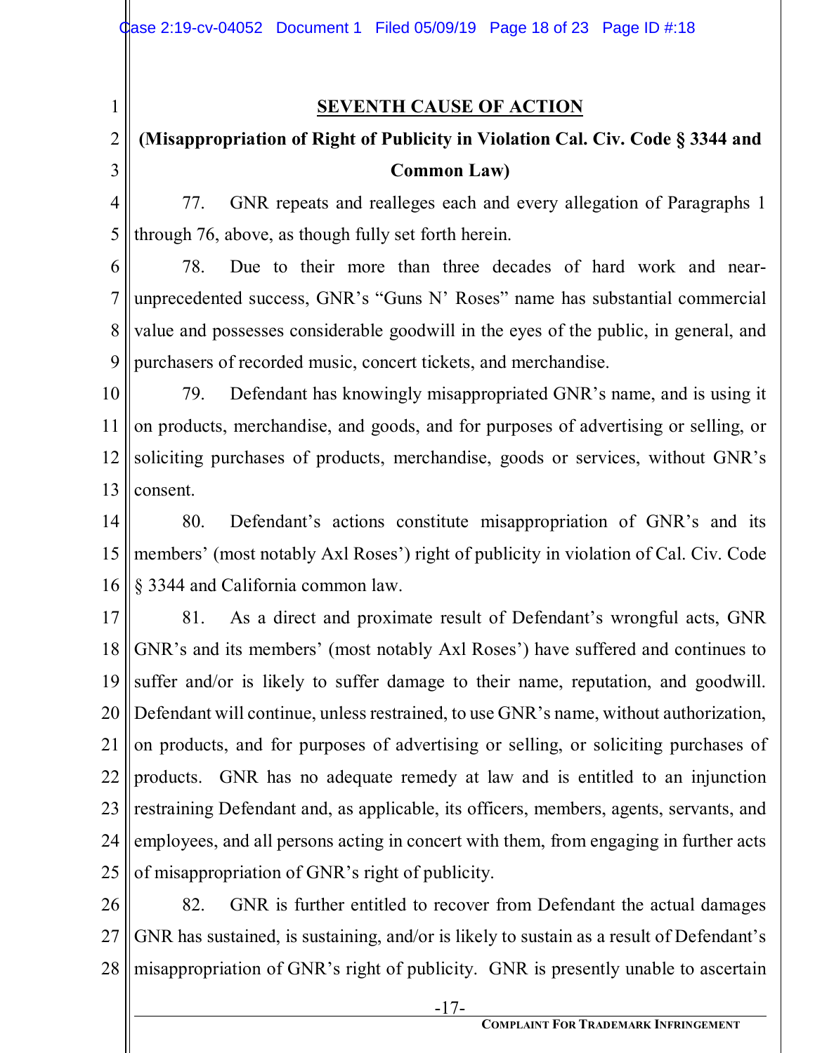## SEVENTH CAUSE OF ACTION

**(Misappropriation of Right of Publicity in Violation Cal. Civ. Code § 3344 and Common Law)**

77. GNR repeats and realleges each and every allegation of Paragraphs 1 through 76, above, as though fully set forth herein.

78. Due to their more than three decades of hard work and near-unprecedented success, GNR's "Guns N' Roses" name has substantial commercial value and possesses considerable goodwill in the eyes of the public, in general, and purchasers of recorded music, concert tickets, and merchandise.

79. Defendant has knowingly misappropriated GNR's name, and is using it on products, merchandise, and goods, and for purposes of advertising or selling, or soliciting purchases of products, merchandise, goods or services, without GNR's consent.

80. Defendant's actions constitute misappropriation of GNR's and its members' (most notably Axl Roses') right of publicity in violation of Cal. Civ. Code § 3344 and California common law.

81. As a direct and proximate result of Defendant's wrongful acts, GNR GNR's and its members' (most notably Axl Roses') have suffered and continues to suffer and/or is likely to suffer damage to their name, reputation, and goodwill. Defendant will continue, unless restrained, to use GNR's name, without authorization, on products, and for purposes of advertising or selling, or soliciting purchases of products. GNR has no adequate remedy at law and is entitled to an injunction restraining Defendant and, as applicable, its officers, members, agents, servants, and employees, and all persons acting in concert with them, from engaging in further acts of misappropriation of GNR's right of publicity.

82. GNR is further entitled to recover from Defendant the actual damages GNR has sustained, is sustaining, and/or is likely to sustain as a result of Defendant's misappropriation of GNR's right of publicity. GNR is presently unable to ascertain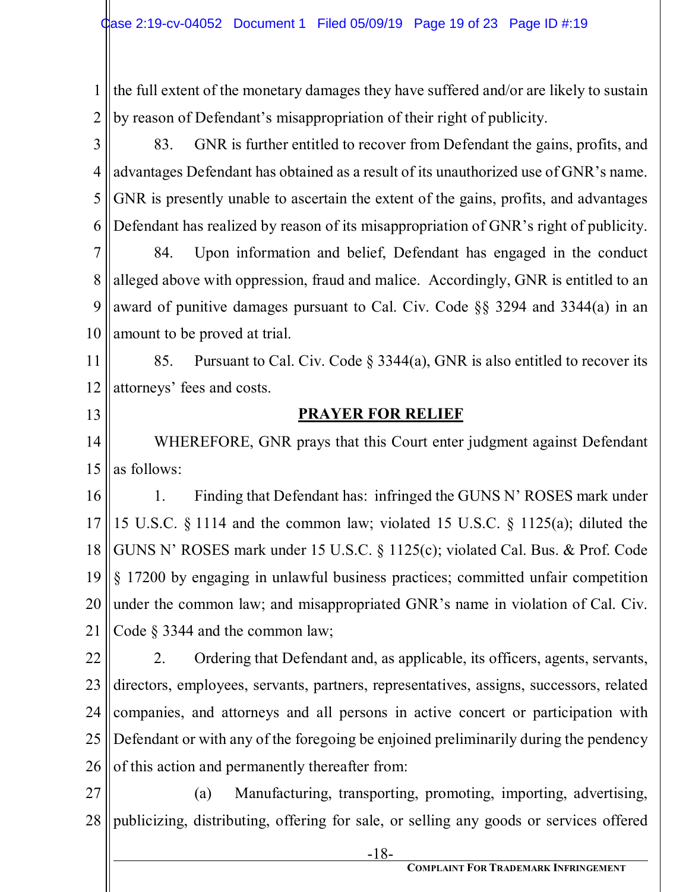the full extent of the monetary damages they have suffered and/or are likely to sustain by reason of Defendant's misappropriation of their right of publicity.

83. GNR is further entitled to recover from Defendant the gains, profits, and advantages Defendant has obtained as a result of its unauthorized use of GNR's name. GNR is presently unable to ascertain the extent of the gains, profits, and advantages Defendant has realized by reason of its misappropriation of GNR's right of publicity.

84. Upon information and belief, Defendant has engaged in the conduct alleged above with oppression, fraud and malice. Accordingly, GNR is entitled to an award of punitive damages pursuant to Cal. Civ. Code §§ 3294 and 3344(a) in an amount to be proved at trial.

85. Pursuant to Cal. Civ. Code § 3344(a), GNR is also entitled to recover its attorneys' fees and costs.

## PRAYER FOR RELIEF

WHEREFORE, GNR prays that this Court enter judgment against Defendant as follows:

1. Finding that Defendant has: infringed the GUNS N' ROSES mark under 15 U.S.C. § 1114 and the common law; violated 15 U.S.C. § 1125(a); diluted the GUNS N' ROSES mark under 15 U.S.C. § 1125(c); violated Cal. Bus. & Prof. Code § 17200 by engaging in unlawful business practices; committed unfair competition under the common law; and misappropriated GNR's name in violation of Cal. Civ. Code § 3344 and the common law;

2. Ordering that Defendant and, as applicable, its officers, agents, servants, directors, employees, servants, partners, representatives, assigns, successors, related companies, and attorneys and all persons in active concert or participation with Defendant or with any of the foregoing be enjoined preliminarily during the pendency of this action and permanently thereafter from:

(a) Manufacturing, transporting, promoting, importing, advertising, publicizing, distributing, offering for sale, or selling any goods or services offered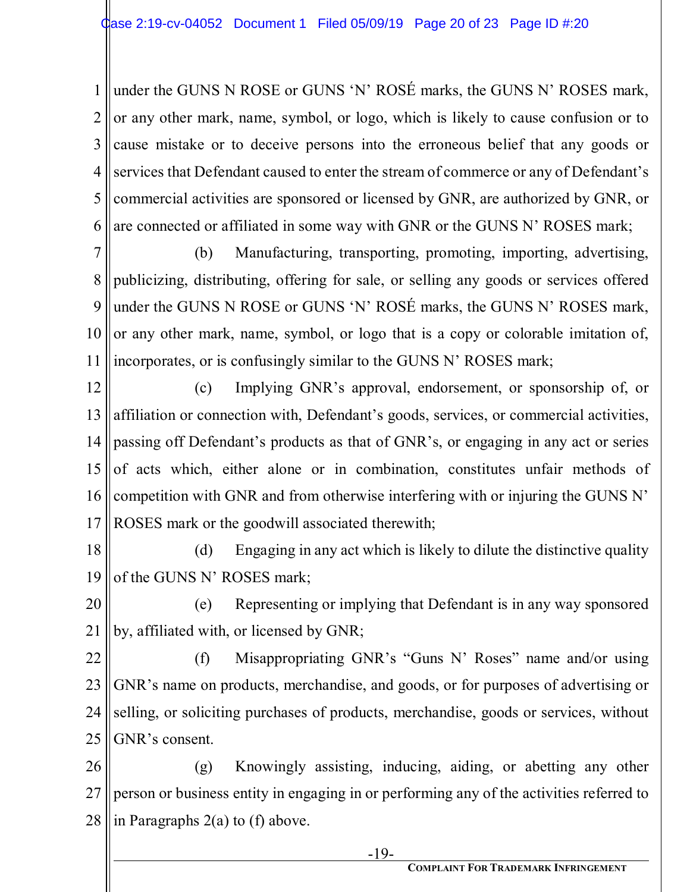under the GUNS N ROSE or GUNS 'N' ROSÉ marks, the GUNS N' ROSES mark, or any other mark, name, symbol, or logo, which is likely to cause confusion or to cause mistake or to deceive persons into the erroneous belief that any goods or services that Defendant caused to enter the stream of commerce or any of Defendant's commercial activities are sponsored or licensed by GNR, are authorized by GNR, or are connected or affiliated in some way with GNR or the GUNS N' ROSES mark;

(b) Manufacturing, transporting, promoting, importing, advertising, publicizing, distributing, offering for sale, or selling any goods or services offered under the GUNS N ROSE or GUNS 'N' ROSÉ marks, the GUNS N' ROSES mark, or any other mark, name, symbol, or logo that is a copy or colorable imitation of, incorporates, or is confusingly similar to the GUNS N' ROSES mark;

(c) Implying GNR's approval, endorsement, or sponsorship of, or affiliation or connection with, Defendant's goods, services, or commercial activities, passing off Defendant's products as that of GNR's, or engaging in any act or series of acts which, either alone or in combination, constitutes unfair methods of competition with GNR and from otherwise interfering with or injuring the GUNS N' ROSES mark or the goodwill associated therewith;

(d) Engaging in any act which is likely to dilute the distinctive quality of the GUNS N' ROSES mark;

(e) Representing or implying that Defendant is in any way sponsored by, affiliated with, or licensed by GNR;

(f) Misappropriating GNR's "Guns N' Roses" name and/or using GNR's name on products, merchandise, and goods, or for purposes of advertising or selling, or soliciting purchases of products, merchandise, goods or services, without GNR's consent.

(g) Knowingly assisting, inducing, aiding, or abetting any other person or business entity in engaging in or performing any of the activities referred to in Paragraphs 2(a) to (f) above.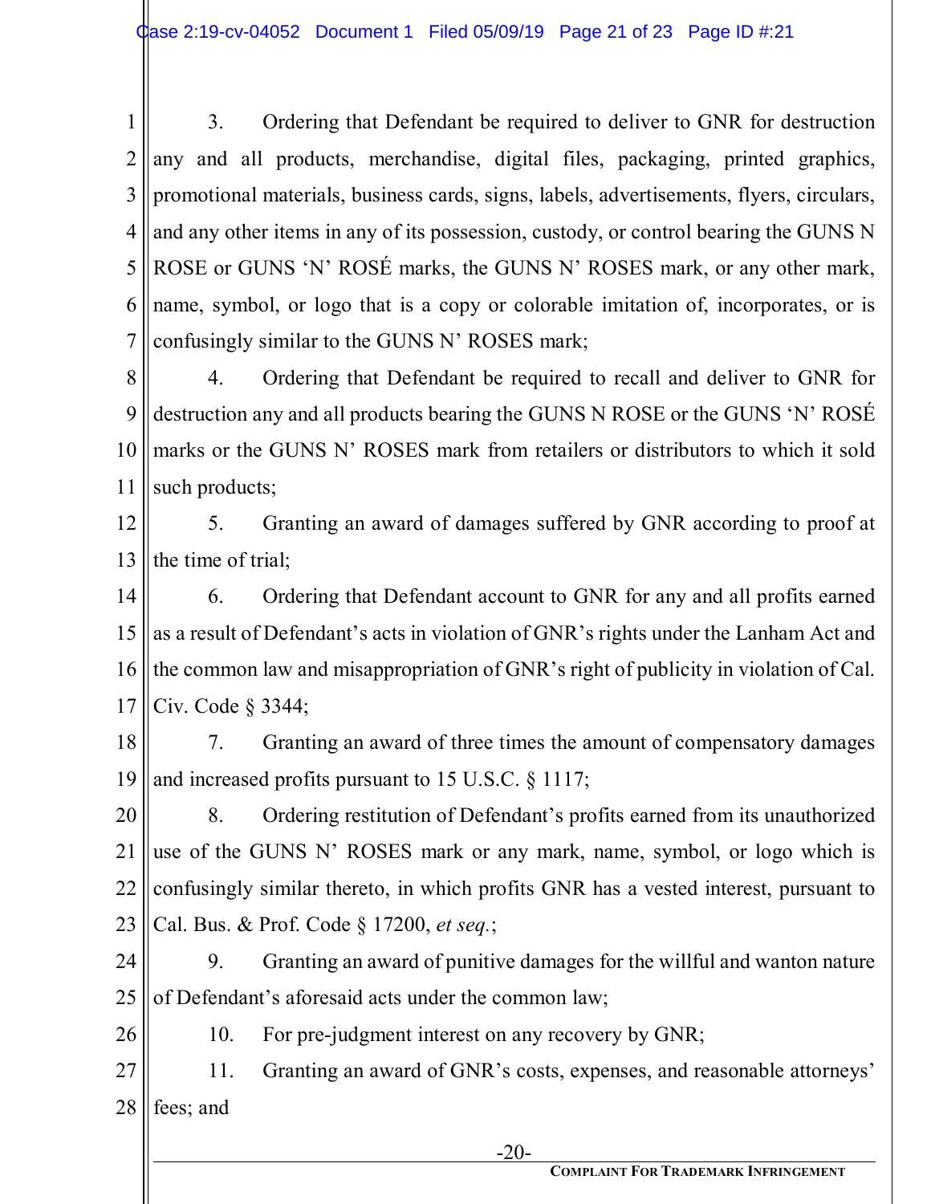3. Ordering that Defendant be required to deliver to GNR for destruction any and all products, merchandise, digital files, packaging, printed graphics, promotional materials, business cards, signs, labels, advertisements, flyers, circulars, and any other items in any of its possession, custody, or control bearing the GUNS N ROSE or GUNS 'N' ROSÉ marks, the GUNS N' ROSES mark, or any other mark, name, symbol, or logo that is a copy or colorable imitation of, incorporates, or is confusingly similar to the GUNS N' ROSES mark;

4. Ordering that Defendant be required to recall and deliver to GNR for destruction any and all products bearing the GUNS N ROSE or the GUNS 'N' ROSÉ marks or the GUNS N' ROSES mark from retailers or distributors to which it sold such products;

5. Granting an award of damages suffered by GNR according to proof at the time of trial;

6. Ordering that Defendant account to GNR for any and all profits earned as a result of Defendant's acts in violation of GNR's rights under the Lanham Act and the common law and misappropriation of GNR's right of publicity in violation of Cal. Civ. Code § 3344;

7. Granting an award of three times the amount of compensatory damages and increased profits pursuant to 15 U.S.C. § 1117;

8. Ordering restitution of Defendant's profits earned from its unauthorized use of the GUNS N' ROSES mark or any mark, name, symbol, or logo which is confusingly similar thereto, in which profits GNR has a vested interest, pursuant to Cal. Bus. & Prof. Code § 17200, *et seq.*;

9. Granting an award of punitive damages for the willful and wanton nature of Defendant's aforesaid acts under the common law;

10. For pre-judgment interest on any recovery by GNR;

11. Granting an award of GNR's costs, expenses, and reasonable attorneys' fees; and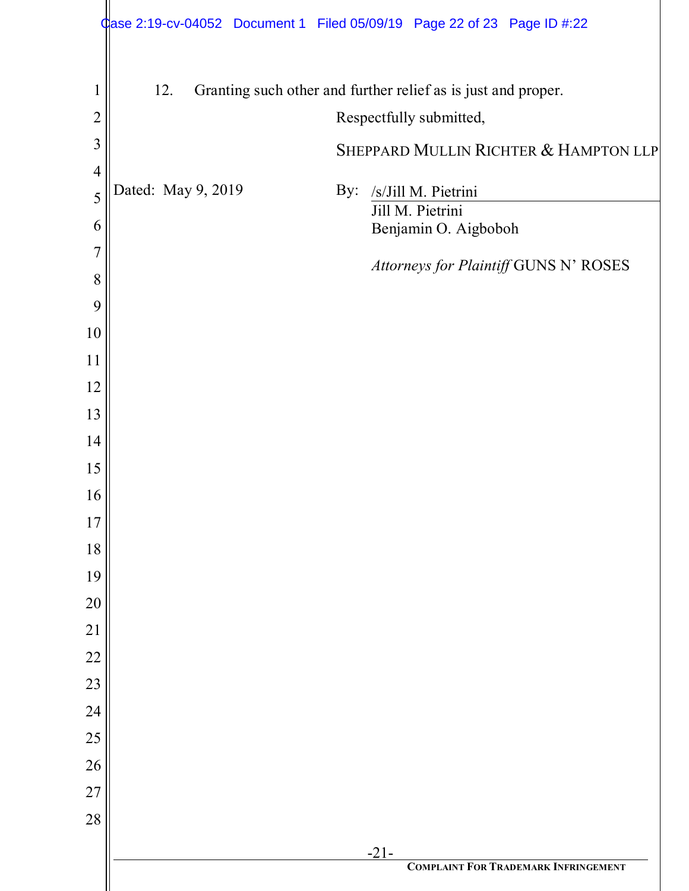12. Granting such other and further relief as is just and proper.

Respectfully submitted,

SHEPPARD MULLIN RICHTER & HAMPTON LLP

Dated: May 9, 2019

By: /s/Jill M. Pietrini
Jill M. Pietrini
Benjamin O. Aigboboh

*Attorneys for Plaintiff* GUNS N' ROSES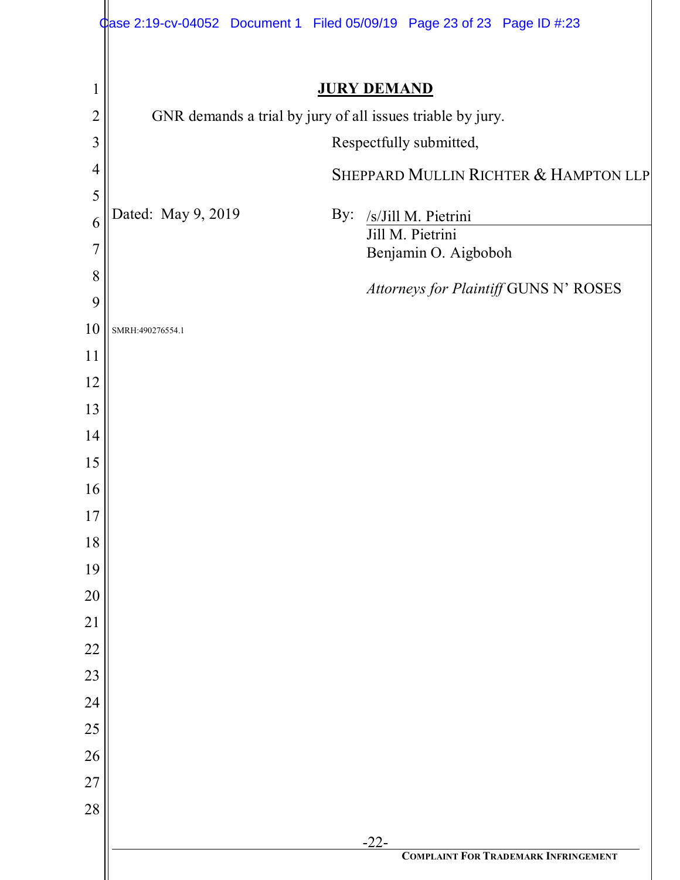**JURY DEMAND**

GNR demands a trial by jury of all issues triable by jury.

Respectfully submitted,

SHEPPARD MULLIN RICHTER & HAMPTON LLP

Dated: May 9, 2019

By: /s/Jill M. Pietrini
Jill M. Pietrini
Benjamin O. Aigboboh

*Attorneys for Plaintiff* GUNS N' ROSES

SMRH:490276554.1